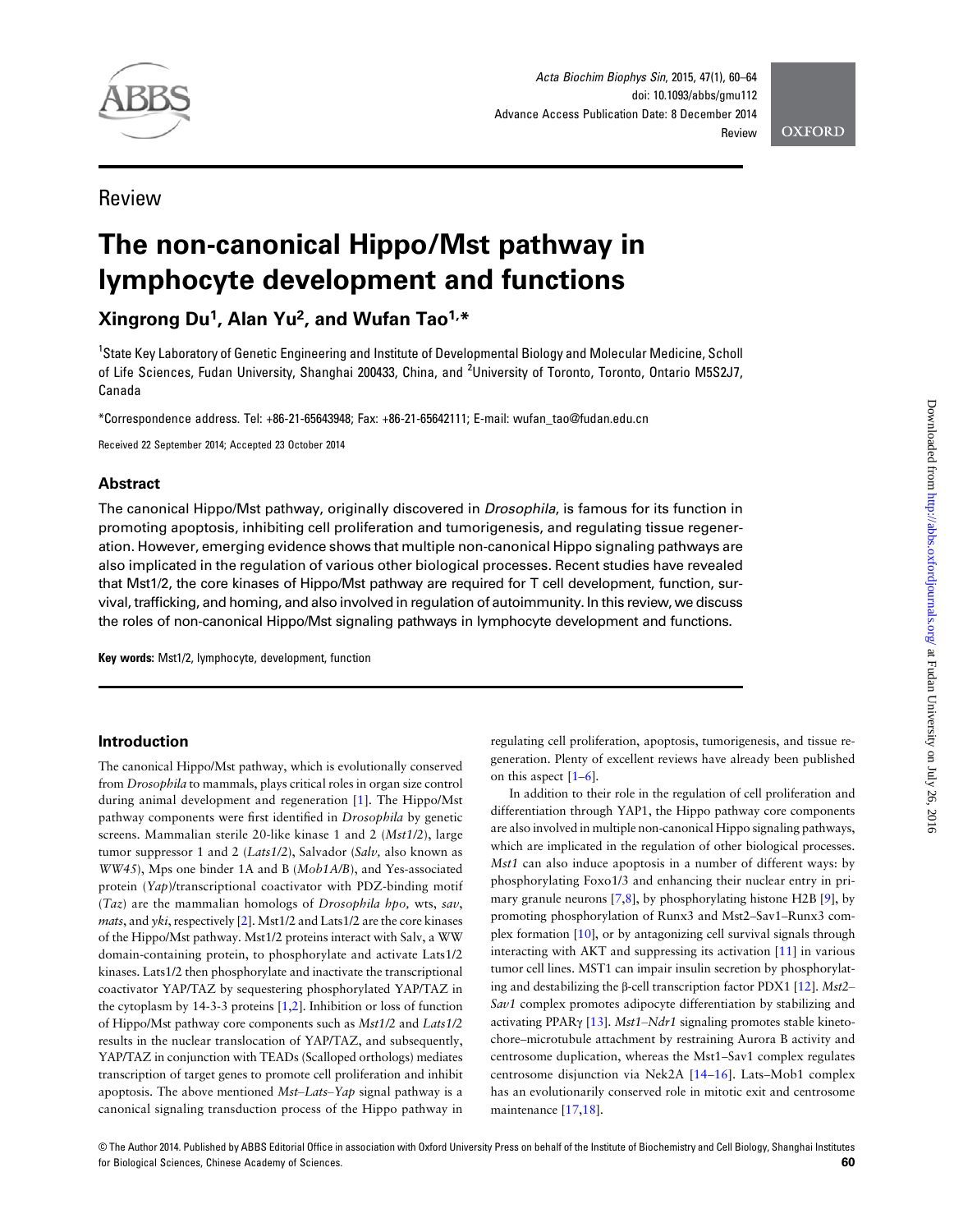Review

# The non-canonical Hippo/Mst pathway in lymphocyte development and functions

**Xingrong Du[1], Alan Yu[2], and Wufan Tao[1,*]**

[1]State Key Laboratory of Genetic Engineering and Institute of Developmental Biology and Molecular Medicine, Scholl of Life Sciences, Fudan University, Shanghai 200433, China, and [2]University of Toronto, Toronto, Ontario M5S2J7, Canada

*Correspondence address. Tel: +86-21-65643948; Fax: +86-21-65642111; E-mail: wufan_tao@fudan.edu.cn

Received 22 September 2014; Accepted 23 October 2014

## Abstract

The canonical Hippo/Mst pathway, originally discovered in *Drosophila*, is famous for its function in promoting apoptosis, inhibiting cell proliferation and tumorigenesis, and regulating tissue regeneration. However, emerging evidence shows that multiple non-canonical Hippo signaling pathways are also implicated in the regulation of various other biological processes. Recent studies have revealed that Mst1/2, the core kinases of Hippo/Mst pathway are required for T cell development, function, survival, trafficking, and homing, and also involved in regulation of autoimmunity. In this review, we discuss the roles of non-canonical Hippo/Mst signaling pathways in lymphocyte development and functions.

**Key words:** Mst1/2, lymphocyte, development, function

## Introduction

The canonical Hippo/Mst pathway, which is evolutionally conserved from *Drosophila* to mammals, plays critical roles in organ size control during animal development and regeneration [1]. The Hippo/Mst pathway components were first identified in *Drosophila* by genetic screens. Mammalian sterile 20-like kinase 1 and 2 (*Mst1/2*), large tumor suppressor 1 and 2 (*Lats1/2*), Salvador (*Salv*, also known as *WW45*), Mps one binder 1A and B (*Mob1A/B*), and Yes-associated protein (*Yap*)/transcriptional coactivator with PDZ-binding motif (*Taz*) are the mammalian homologs of *Drosophila hpo*, wts, *sav*, *mats*, and *yki*, respectively [2]. Mst1/2 and Lats1/2 are the core kinases of the Hippo/Mst pathway. Mst1/2 proteins interact with Salv, a WW domain-containing protein, to phosphorylate and activate Lats1/2 kinases. Lats1/2 then phosphorylate and inactivate the transcriptional coactivator YAP/TAZ by sequestering phosphorylated YAP/TAZ in the cytoplasm by 14-3-3 proteins [1,2]. Inhibition or loss of function of Hippo/Mst pathway core components such as *Mst1/2* and *Lats1/2* results in the nuclear translocation of YAP/TAZ, and subsequently, YAP/TAZ in conjunction with TEADs (Scalloped orthologs) mediates transcription of target genes to promote cell proliferation and inhibit apoptosis. The above mentioned *Mst–Lats–Yap* signal pathway is a canonical signaling transduction process of the Hippo pathway in regulating cell proliferation, apoptosis, tumorigenesis, and tissue regeneration. Plenty of excellent reviews have already been published on this aspect [1–6].

In addition to their role in the regulation of cell proliferation and differentiation through YAP1, the Hippo pathway core components are also involved in multiple non-canonical Hippo signaling pathways, which are implicated in the regulation of other biological processes. *Mst1* can also induce apoptosis in a number of different ways: by phosphorylating Foxo1/3 and enhancing their nuclear entry in primary granule neurons [7,8], by phosphorylating histone H2B [9], by promoting phosphorylation of Runx3 and Mst2–Sav1–Runx3 complex formation [10], or by antagonizing cell survival signals through interacting with AKT and suppressing its activation [11] in various tumor cell lines. MST1 can impair insulin secretion by phosphorylating and destabilizing the β-cell transcription factor PDX1 [12]. *Mst2–Sav1* complex promotes adipocyte differentiation by stabilizing and activating PPARγ [13]. *Mst1–Ndr1* signaling promotes stable kinetochore–microtubule attachment by restraining Aurora B activity and centrosome duplication, whereas the Mst1–Sav1 complex regulates centrosome disjunction via Nek2A [14–16]. Lats–Mob1 complex has an evolutionarily conserved role in mitotic exit and centrosome maintenance [17,18].

© The Author 2014. Published by ABBS Editorial Office in association with Oxford University Press on behalf of the Institute of Biochemistry and Cell Biology, Shanghai Institutes for Biological Sciences, Chinese Academy of Sciences.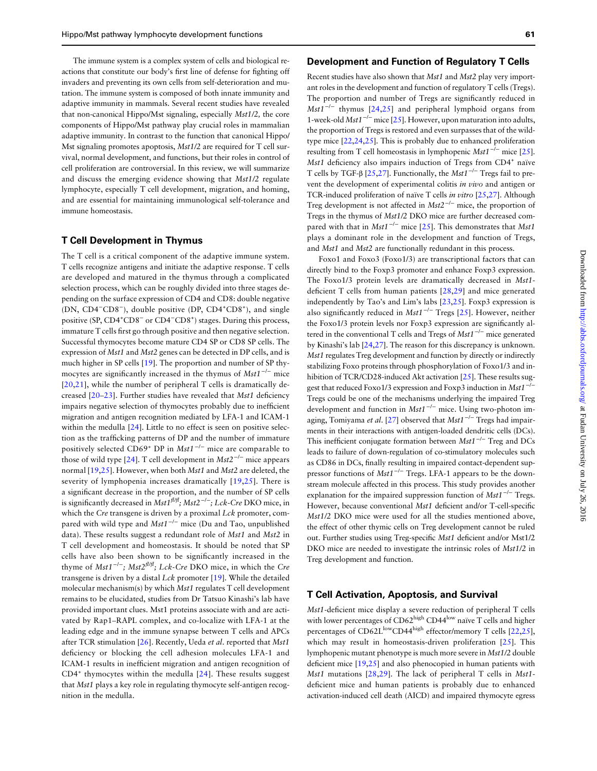The immune system is a complex system of cells and biological reactions that constitute our body's first line of defense for fighting off invaders and preventing its own cells from self-deterioration and mutation. The immune system is composed of both innate immunity and adaptive immunity in mammals. Several recent studies have revealed that non-canonical Hippo/Mst signaling, especially *Mst1/2,* the core components of Hippo/Mst pathway play crucial roles in mammalian adaptive immunity. In contrast to the function that canonical Hippo/Mst signaling promotes apoptosis, *Mst1/2* are required for T cell survival, normal development, and functions, but their roles in control of cell proliferation are controversial. In this review, we will summarize and discuss the emerging evidence showing that *Mst1/2* regulate lymphocyte, especially T cell development, migration, and homing, and are essential for maintaining immunological self-tolerance and immune homeostasis.

## T Cell Development in Thymus

The T cell is a critical component of the adaptive immune system. T cells recognize antigens and initiate the adaptive response. T cells are developed and matured in the thymus through a complicated selection process, which can be roughly divided into three stages depending on the surface expression of CD4 and CD8: double negative (DN, $CD4^-CD8^-$), double positive (DP, $CD4^+CD8^+$), and single positive (SP, $CD4^+CD8^-$ or $CD4^-CD8^+$) stages. During this process, immature T cells first go through positive and then negative selection. Successful thymocytes become mature CD4 SP or CD8 SP cells. The expression of *Mst1* and *Mst2* genes can be detected in DP cells, and is much higher in SP cells [19]. The proportion and number of SP thymocytes are significantly increased in the thymus of $Mst1^{-/-}$ mice [20,21], while the number of peripheral T cells is dramatically decreased [20–23]. Further studies have revealed that *Mst1* deficiency impairs negative selection of thymocytes probably due to inefficient migration and antigen recognition mediated by LFA-1 and ICAM-1 within the medulla [24]. Little to no effect is seen on positive selection as the trafficking patterns of DP and the number of immature positively selected $CD69^+$ DP in $Mst1^{-/-}$ mice are comparable to those of wild type [24]. T cell development in $Mst2^{-/-}$ mice appears normal [19,25]. However, when both *Mst1* and *Mst2* are deleted, the severity of lymphopenia increases dramatically [19,25]. There is a significant decrease in the proportion, and the number of SP cells is significantly decreased in $Mst1^{fl/fl}$; $Mst2^{-/-}$; *Lck-Cre* DKO mice, in which the *Cre* transgene is driven by a proximal *Lck* promoter, compared with wild type and $Mst1^{-/-}$ mice (Du and Tao, unpublished data). These results suggest a redundant role of *Mst1* and *Mst2* in T cell development and homeostasis. It should be noted that SP cells have also been shown to be significantly increased in the thyme of $Mst1^{-/-}$; $Mst2^{fl/fl}$; *Lck-Cre* DKO mice, in which the *Cre* transgene is driven by a distal *Lck* promoter [19]. While the detailed molecular mechanism(s) by which *Mst1* regulates T cell development remains to be elucidated, studies from Dr Tatsuo Kinashi's lab have provided important clues. Mst1 proteins associate with and are activated by Rap1–RAPL complex, and co-localize with LFA-1 at the leading edge and in the immune synapse between T cells and APCs after TCR stimulation [26]. Recently, Ueda *et al.* reported that *Mst1* deficiency or blocking the cell adhesion molecules LFA-1 and ICAM-1 results in inefficient migration and antigen recognition of $CD4^+$ thymocytes within the medulla [24]. These results suggest that *Mst1* plays a key role in regulating thymocyte self-antigen recognition in the medulla.

## Development and Function of Regulatory T Cells

Recent studies have also shown that *Mst1* and *Mst2* play very important roles in the development and function of regulatory T cells (Tregs). The proportion and number of Tregs are significantly reduced in $Mst1^{-/-}$ thymus [24,25] and peripheral lymphoid organs from 1-week-old $Mst1^{-/-}$ mice [25]. However, upon maturation into adults, the proportion of Tregs is restored and even surpasses that of the wild-type mice [22,24,25]. This is probably due to enhanced proliferation resulting from T cell homeostasis in lymphopenic $Mst1^{-/-}$ mice [25]. *Mst1* deficiency also impairs induction of Tregs from $CD4^+$ naïve T cells by TGF-β [25,27]. Functionally, the $Mst1^{-/-}$ Tregs fail to prevent the development of experimental colitis *in vivo* and antigen or TCR-induced proliferation of naïve T cells *in vitro* [25,27]. Although Treg development is not affected in $Mst2^{-/-}$ mice, the proportion of Tregs in the thymus of *Mst1/2* DKO mice are further decreased compared with that in $Mst1^{-/-}$ mice [25]. This demonstrates that *Mst1* plays a dominant role in the development and function of Tregs, and *Mst1* and *Mst2* are functionally redundant in this process.

Foxo1 and Foxo3 (Foxo1/3) are transcriptional factors that can directly bind to the Foxp3 promoter and enhance Foxp3 expression. The Foxo1/3 protein levels are dramatically decreased in *Mst1*-deficient T cells from human patients [28,29] and mice generated independently by Tao's and Lim's labs [23,25]. Foxp3 expression is also significantly reduced in $Mst1^{-/-}$ Tregs [25]. However, neither the Foxo1/3 protein levels nor Foxp3 expression are significantly altered in the conventional T cells and Tregs of $Mst1^{-/-}$ mice generated by Kinashi's lab [24,27]. The reason for this discrepancy is unknown. *Mst1* regulates Treg development and function by directly or indirectly stabilizing Foxo proteins through phosphorylation of Foxo1/3 and inhibition of TCR/CD28-induced Akt activation [25]. These results suggest that reduced Foxo1/3 expression and Foxp3 induction in $Mst1^{-/-}$ Tregs could be one of the mechanisms underlying the impaired Treg development and function in $Mst1^{-/-}$ mice. Using two-photon imaging, Tomiyama *et al.* [27] observed that $Mst1^{-/-}$ Tregs had impairments in their interactions with antigen-loaded dendritic cells (DCs). This inefficient conjugate formation between $Mst1^{-/-}$ Treg and DCs leads to failure of down-regulation of co-stimulatory molecules such as CD86 in DCs, finally resulting in impaired contact-dependent suppressor functions of $Mst1^{-/-}$ Tregs. LFA-1 appears to be the downstream molecule affected in this process. This study provides another explanation for the impaired suppression function of $Mst1^{-/-}$ Tregs. However, because conventional *Mst1* deficient and/or T-cell-specific *Mst1/2* DKO mice were used for all the studies mentioned above, the effect of other thymic cells on Treg development cannot be ruled out. Further studies using Treg-specific *Mst1* deficient and/or Mst1/2 DKO mice are needed to investigate the intrinsic roles of *Mst1/2* in Treg development and function.

## T Cell Activation, Apoptosis, and Survival

*Mst1*-deficient mice display a severe reduction of peripheral T cells with lower percentages of $CD62^{high}$ $CD44^{low}$ naïve T cells and higher percentages of $CD62L^{low}CD44^{high}$ effector/memory T cells [22,25], which may result in homeostasis-driven proliferation [25]. This lymphopenic mutant phenotype is much more severe in *Mst1/2* double deficient mice [19,25] and also phenocopied in human patients with *Mst1* mutations [28,29]. The lack of peripheral T cells in *Mst1*-deficient mice and human patients is probably due to enhanced activation-induced cell death (AICD) and impaired thymocyte egress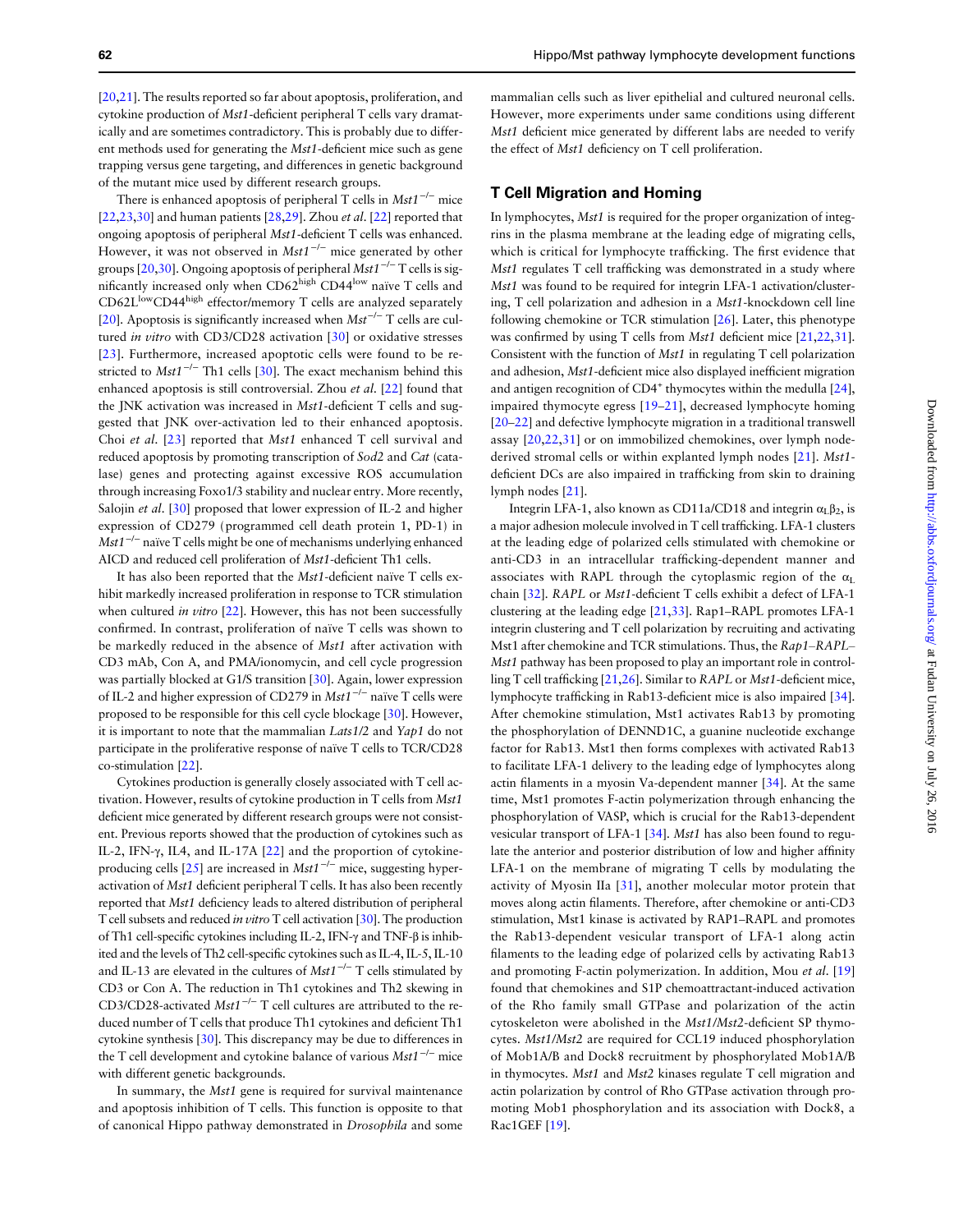[20,21]. The results reported so far about apoptosis, proliferation, and cytokine production of *Mst1*-deficient peripheral T cells vary dramatically and are sometimes contradictory. This is probably due to different methods used for generating the *Mst1*-deficient mice such as gene trapping versus gene targeting, and differences in genetic background of the mutant mice used by different research groups.

There is enhanced apoptosis of peripheral T cells in $Mst1^{-/-}$ mice [22,23,30] and human patients [28,29]. Zhou *et al*. [22] reported that ongoing apoptosis of peripheral *Mst1*-deficient T cells was enhanced. However, it was not observed in $Mst1^{-/-}$ mice generated by other groups [20,30]. Ongoing apoptosis of peripheral $Mst1^{-/-}$ T cells is significantly increased only when $CD62^{high}$ $CD44^{low}$ naïve T cells and $CD62L^{low}CD44^{high}$ effector/memory T cells are analyzed separately [20]. Apoptosis is significantly increased when $Mst^{-/-}$ T cells are cultured *in vitro* with CD3/CD28 activation [30] or oxidative stresses [23]. Furthermore, increased apoptotic cells were found to be restricted to $Mst1^{-/-}$ Th1 cells [30]. The exact mechanism behind this enhanced apoptosis is still controversial. Zhou *et al*. [22] found that the JNK activation was increased in *Mst1*-deficient T cells and suggested that JNK over-activation led to their enhanced apoptosis. Choi *et al*. [23] reported that *Mst1* enhanced T cell survival and reduced apoptosis by promoting transcription of *Sod2* and *Cat* (catalase) genes and protecting against excessive ROS accumulation through increasing Foxo1/3 stability and nuclear entry. More recently, Salojin *et al*. [30] proposed that lower expression of IL-2 and higher expression of CD279 (programmed cell death protein 1, PD-1) in $Mst1^{-/-}$ naïve T cells might be one of mechanisms underlying enhanced AICD and reduced cell proliferation of *Mst1*-deficient Th1 cells.

It has also been reported that the *Mst1*-deficient naïve T cells exhibit markedly increased proliferation in response to TCR stimulation when cultured *in vitro* [22]. However, this has not been successfully confirmed. In contrast, proliferation of naïve T cells was shown to be markedly reduced in the absence of *Mst1* after activation with CD3 mAb, Con A, and PMA/ionomycin, and cell cycle progression was partially blocked at G1/S transition [30]. Again, lower expression of IL-2 and higher expression of CD279 in $Mst1^{-/-}$ naïve T cells were proposed to be responsible for this cell cycle blockage [30]. However, it is important to note that the mammalian *Lats1/2* and *Yap1* do not participate in the proliferative response of naïve T cells to TCR/CD28 co-stimulation [22].

Cytokines production is generally closely associated with T cell activation. However, results of cytokine production in T cells from *Mst1* deficient mice generated by different research groups were not consistent. Previous reports showed that the production of cytokines such as IL-2, IFN-γ, IL4, and IL-17A [22] and the proportion of cytokine-producing cells [25] are increased in $Mst1^{-/-}$ mice, suggesting hyperactivation of *Mst1* deficient peripheral T cells. It has also been recently reported that *Mst1* deficiency leads to altered distribution of peripheral T cell subsets and reduced *in vitro* T cell activation [30]. The production of Th1 cell-specific cytokines including IL-2, IFN-γ and TNF-β is inhibited and the levels of Th2 cell-specific cytokines such as IL-4, IL-5, IL-10 and IL-13 are elevated in the cultures of $Mst1^{-/-}$ T cells stimulated by CD3 or Con A. The reduction in Th1 cytokines and Th2 skewing in CD3/CD28-activated $Mst1^{-/-}$ T cell cultures are attributed to the reduced number of T cells that produce Th1 cytokines and deficient Th1 cytokine synthesis [30]. This discrepancy may be due to differences in the T cell development and cytokine balance of various $Mst1^{-/-}$ mice with different genetic backgrounds.

In summary, the *Mst1* gene is required for survival maintenance and apoptosis inhibition of T cells. This function is opposite to that of canonical Hippo pathway demonstrated in *Drosophila* and some mammalian cells such as liver epithelial and cultured neuronal cells. However, more experiments under same conditions using different *Mst1* deficient mice generated by different labs are needed to verify the effect of *Mst1* deficiency on T cell proliferation.

## T Cell Migration and Homing

In lymphocytes, *Mst1* is required for the proper organization of integrins in the plasma membrane at the leading edge of migrating cells, which is critical for lymphocyte trafficking. The first evidence that *Mst1* regulates T cell trafficking was demonstrated in a study where *Mst1* was found to be required for integrin LFA-1 activation/clustering, T cell polarization and adhesion in a *Mst1*-knockdown cell line following chemokine or TCR stimulation [26]. Later, this phenotype was confirmed by using T cells from *Mst1* deficient mice [21,22,31]. Consistent with the function of *Mst1* in regulating T cell polarization and adhesion, *Mst1*-deficient mice also displayed inefficient migration and antigen recognition of $CD4^+$ thymocytes within the medulla [24], impaired thymocyte egress [19–21], decreased lymphocyte homing [20–22] and defective lymphocyte migration in a traditional transwell assay [20,22,31] or on immobilized chemokines, over lymph node-derived stromal cells or within explanted lymph nodes [21]. *Mst1*-deficient DCs are also impaired in trafficking from skin to draining lymph nodes [21].

Integrin LFA-1, also known as CD11a/CD18 and integrin $\alpha_L\beta_2$, is a major adhesion molecule involved in T cell trafficking. LFA-1 clusters at the leading edge of polarized cells stimulated with chemokine or anti-CD3 in an intracellular trafficking-dependent manner and associates with RAPL through the cytoplasmic region of the $\alpha_L$ chain [32]. *RAPL* or *Mst1*-deficient T cells exhibit a defect of LFA-1 clustering at the leading edge [21,33]. Rap1–RAPL promotes LFA-1 integrin clustering and T cell polarization by recruiting and activating Mst1 after chemokine and TCR stimulations. Thus, the *Rap1–RAPL–Mst1* pathway has been proposed to play an important role in controlling T cell trafficking [21,26]. Similar to *RAPL* or *Mst1*-deficient mice, lymphocyte trafficking in Rab13-deficient mice is also impaired [34]. After chemokine stimulation, Mst1 activates Rab13 by promoting the phosphorylation of DENND1C, a guanine nucleotide exchange factor for Rab13. Mst1 then forms complexes with activated Rab13 to facilitate LFA-1 delivery to the leading edge of lymphocytes along actin filaments in a myosin Va-dependent manner [34]. At the same time, Mst1 promotes F-actin polymerization through enhancing the phosphorylation of VASP, which is crucial for the Rab13-dependent vesicular transport of LFA-1 [34]. *Mst1* has also been found to regulate the anterior and posterior distribution of low and higher affinity LFA-1 on the membrane of migrating T cells by modulating the activity of Myosin IIa [31], another molecular motor protein that moves along actin filaments. Therefore, after chemokine or anti-CD3 stimulation, Mst1 kinase is activated by RAP1–RAPL and promotes the Rab13-dependent vesicular transport of LFA-1 along actin filaments to the leading edge of polarized cells by activating Rab13 and promoting F-actin polymerization. In addition, Mou *et al*. [19] found that chemokines and S1P chemoattractant-induced activation of the Rho family small GTPase and polarization of the actin cytoskeleton were abolished in the *Mst1/Mst2*-deficient SP thymocytes. *Mst1/Mst2* are required for CCL19 induced phosphorylation of Mob1A/B and Dock8 recruitment by phosphorylated Mob1A/B in thymocytes. *Mst1* and *Mst2* kinases regulate T cell migration and actin polarization by control of Rho GTPase activation through promoting Mob1 phosphorylation and its association with Dock8, a Rac1GEF [19].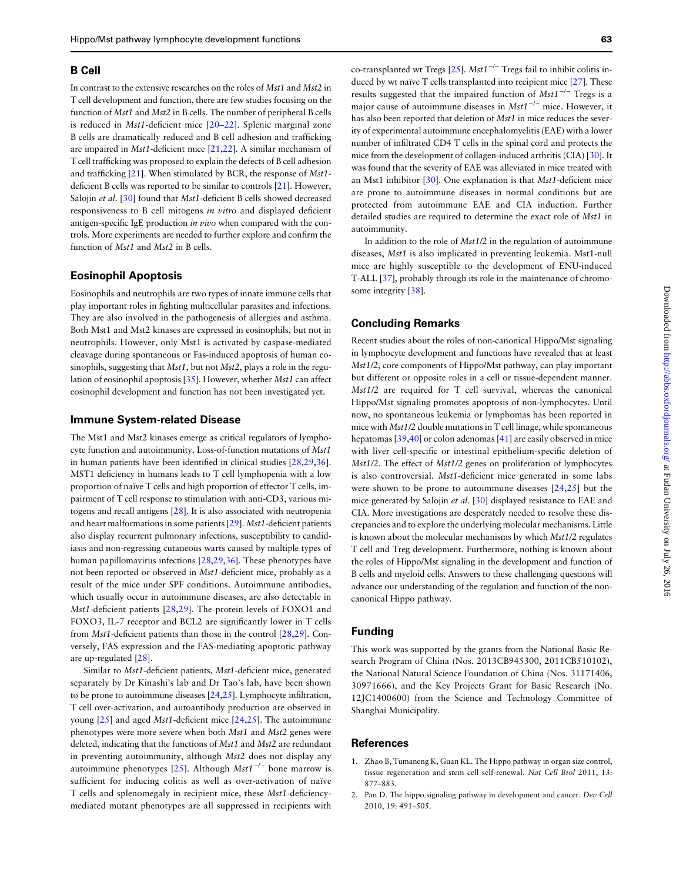## B Cell

In contrast to the extensive researches on the roles of *Mst1* and *Mst2* in T cell development and function, there are few studies focusing on the function of *Mst1* and *Mst2* in B cells. The number of peripheral B cells is reduced in *Mst1*-deficient mice [20–22]. Splenic marginal zone B cells are dramatically reduced and B cell adhesion and trafficking are impaired in *Mst1*-deficient mice [21,22]. A similar mechanism of T cell trafficking was proposed to explain the defects of B cell adhesion and trafficking [21]. When stimulated by BCR, the response of *Mst1*-deficient B cells was reported to be similar to controls [21]. However, Salojin *et al*. [30] found that *Mst1*-deficient B cells showed decreased responsiveness to B cell mitogens *in vitro* and displayed deficient antigen-specific IgE production *in vivo* when compared with the controls. More experiments are needed to further explore and confirm the function of *Mst1* and *Mst2* in B cells.

## Eosinophil Apoptosis

Eosinophils and neutrophils are two types of innate immune cells that play important roles in fighting multicellular parasites and infections. They are also involved in the pathogenesis of allergies and asthma. Both Mst1 and Mst2 kinases are expressed in eosinophils, but not in neutrophils. However, only Mst1 is activated by caspase-mediated cleavage during spontaneous or Fas-induced apoptosis of human eosinophils, suggesting that *Mst1*, but not *Mst2*, plays a role in the regulation of eosinophil apoptosis [35]. However, whether *Mst1* can affect eosinophil development and function has not been investigated yet.

## Immune System-related Disease

The Mst1 and Mst2 kinases emerge as critical regulators of lymphocyte function and autoimmunity. Loss-of-function mutations of *Mst1* in human patients have been identified in clinical studies [28,29,36]. MST1 deficiency in humans leads to T cell lymphopenia with a low proportion of naïve T cells and high proportion of effector T cells, impairment of T cell response to stimulation with anti-CD3, various mitogens and recall antigens [28]. It is also associated with neutropenia and heart malformations in some patients [29]. *Mst1*-deficient patients also display recurrent pulmonary infections, susceptibility to candidiasis and non-regressing cutaneous warts caused by multiple types of human papillomavirus infections [28,29,36]. These phenotypes have not been reported or observed in *Mst1*-deficient mice, probably as a result of the mice under SPF conditions. Autoimmune antibodies, which usually occur in autoimmune diseases, are also detectable in *Mst1*-deficient patients [28,29]. The protein levels of FOXO1 and FOXO3, IL-7 receptor and BCL2 are significantly lower in T cells from *Mst1*-deficient patients than those in the control [28,29]. Conversely, FAS expression and the FAS-mediating apoptotic pathway are up-regulated [28].

Similar to *Mst1*-deficient patients, *Mst1*-deficient mice, generated separately by Dr Kinashi's lab and Dr Tao's lab, have been shown to be prone to autoimmune diseases [24,25]. Lymphocyte infiltration, T cell over-activation, and autoantibody production are observed in young [25] and aged *Mst1*-deficient mice [24,25]. The autoimmune phenotypes were more severe when both *Mst1* and *Mst2* genes were deleted, indicating that the functions of *Mst1* and *Mst2* are redundant in preventing autoimmunity, although *Mst2* does not display any autoimmune phenotypes [25]. Although $Mst1^{-/-}$ bone marrow is sufficient for inducing colitis as well as over-activation of naïve T cells and splenomegaly in recipient mice, these *Mst1*-deficiency-mediated mutant phenotypes are all suppressed in recipients with co-transplanted wt Tregs [25]. $Mst1^{-/-}$ Tregs fail to inhibit colitis induced by wt naïve T cells transplanted into recipient mice [27]. These results suggested that the impaired function of $Mst1^{-/-}$ Tregs is a major cause of autoimmune diseases in $Mst1^{-/-}$ mice. However, it has also been reported that deletion of *Mst1* in mice reduces the severity of experimental autoimmune encephalomyelitis (EAE) with a lower number of infiltrated CD4 T cells in the spinal cord and protects the mice from the development of collagen-induced arthritis (CIA) [30]. It was found that the severity of EAE was alleviated in mice treated with an Mst1 inhibitor [30]. One explanation is that *Mst1*-deficient mice are prone to autoimmune diseases in normal conditions but are protected from autoimmune EAE and CIA induction. Further detailed studies are required to determine the exact role of *Mst1* in autoimmunity.

In addition to the role of *Mst1/2* in the regulation of autoimmune diseases, *Mst1* is also implicated in preventing leukemia. Mst1-null mice are highly susceptible to the development of ENU-induced T-ALL [37], probably through its role in the maintenance of chromosome integrity [38].

## Concluding Remarks

Recent studies about the roles of non-canonical Hippo/Mst signaling in lymphocyte development and functions have revealed that at least *Mst1/2*, core components of Hippo/Mst pathway, can play important but different or opposite roles in a cell or tissue-dependent manner. *Mst1/2* are required for T cell survival, whereas the canonical Hippo/Mst signaling promotes apoptosis of non-lymphocytes. Until now, no spontaneous leukemia or lymphomas has been reported in mice with *Mst1/2* double mutations in T cell linage, while spontaneous hepatomas [39,40] or colon adenomas [41] are easily observed in mice with liver cell-specific or intestinal epithelium-specific deletion of *Mst1/2*. The effect of *Mst1/2* genes on proliferation of lymphocytes is also controversial. *Mst1*-deficient mice generated in some labs were shown to be prone to autoimmune diseases [24,25] but the mice generated by Salojin *et al*. [30] displayed resistance to EAE and CIA. More investigations are desperately needed to resolve these discrepancies and to explore the underlying molecular mechanisms. Little is known about the molecular mechanisms by which *Mst1/2* regulates T cell and Treg development. Furthermore, nothing is known about the roles of Hippo/Mst signaling in the development and function of B cells and myeloid cells. Answers to these challenging questions will advance our understanding of the regulation and function of the non-canonical Hippo pathway.

## Funding

This work was supported by the grants from the National Basic Research Program of China (Nos. 2013CB945300, 2011CB510102), the National Natural Science Foundation of China (Nos. 31171406, 30971666), and the Key Projects Grant for Basic Research (No. 12JC1400600) from the Science and Technology Committee of Shanghai Municipality.

## References

1. Zhao B, Tumaneng K, Guan KL. The Hippo pathway in organ size control, tissue regeneration and stem cell self-renewal. *Nat Cell Biol* 2011, 13: 877–883.
2. Pan D. The hippo signaling pathway in development and cancer. *Dev Cell* 2010, 19: 491–505.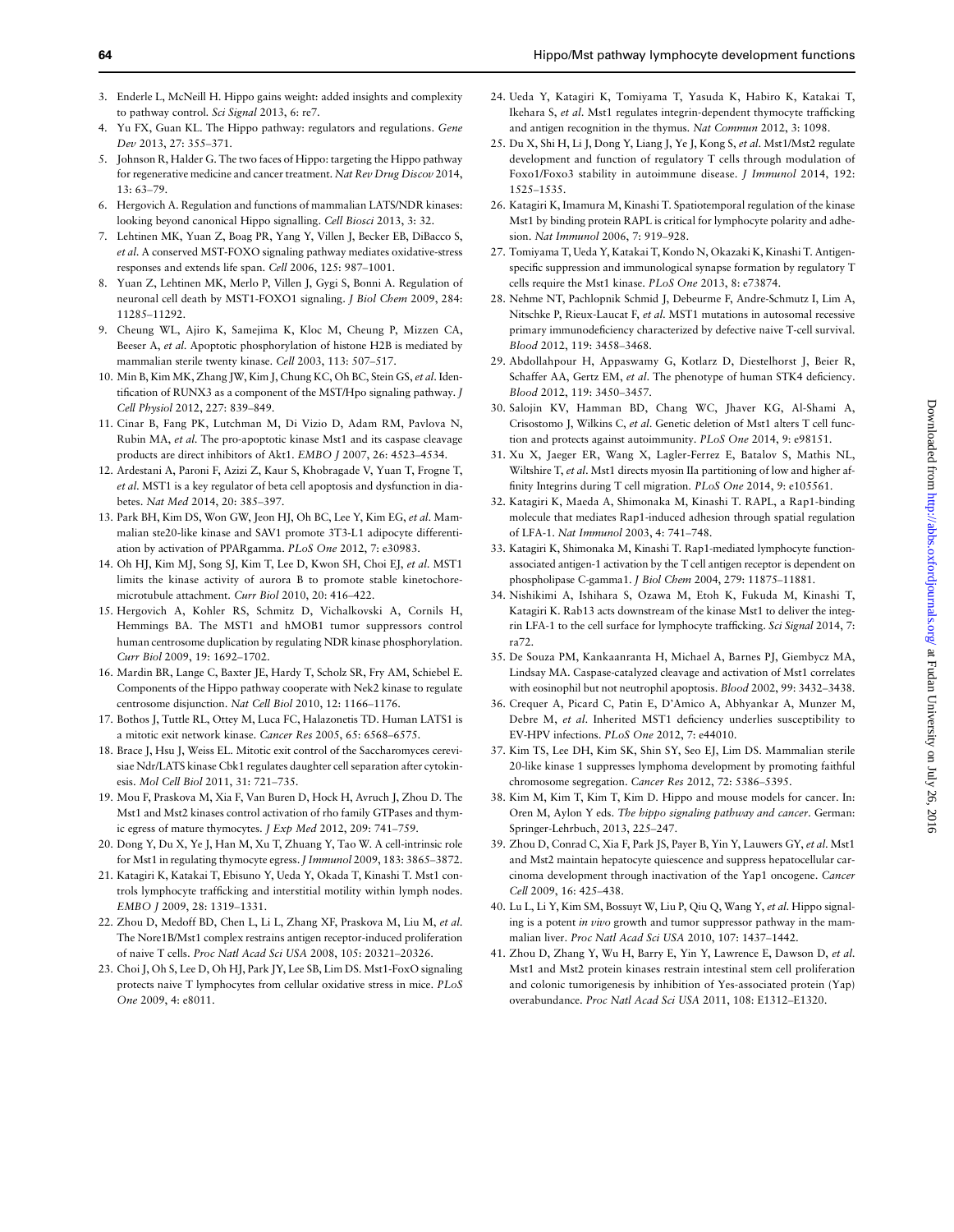3. Enderle L, McNeill H. Hippo gains weight: added insights and complexity to pathway control. *Sci Signal* 2013, 6: re7.
4. Yu FX, Guan KL. The Hippo pathway: regulators and regulations. *Gene Dev* 2013, 27: 355–371.
5. Johnson R, Halder G. The two faces of Hippo: targeting the Hippo pathway for regenerative medicine and cancer treatment. *Nat Rev Drug Discov* 2014, 13: 63–79.
6. Hergovich A. Regulation and functions of mammalian LATS/NDR kinases: looking beyond canonical Hippo signalling. *Cell Biosci* 2013, 3: 32.
7. Lehtinen MK, Yuan Z, Boag PR, Yang Y, Villen J, Becker EB, DiBacco S, *et al*. A conserved MST-FOXO signaling pathway mediates oxidative-stress responses and extends life span. *Cell* 2006, 125: 987–1001.
8. Yuan Z, Lehtinen MK, Merlo P, Villen J, Gygi S, Bonni A. Regulation of neuronal cell death by MST1-FOXO1 signaling. *J Biol Chem* 2009, 284: 11285–11292.
9. Cheung WL, Ajiro K, Samejima K, Kloc M, Cheung P, Mizzen CA, Beeser A, *et al*. Apoptotic phosphorylation of histone H2B is mediated by mammalian sterile twenty kinase. *Cell* 2003, 113: 507–517.
10. Min B, Kim MK, Zhang JW, Kim J, Chung KC, Oh BC, Stein GS, *et al*. Identification of RUNX3 as a component of the MST/Hpo signaling pathway. *J Cell Physiol* 2012, 227: 839–849.
11. Cinar B, Fang PK, Lutchman M, Di Vizio D, Adam RM, Pavlova N, Rubin MA, *et al*. The pro-apoptotic kinase Mst1 and its caspase cleavage products are direct inhibitors of Akt1. *EMBO J* 2007, 26: 4523–4534.
12. Ardestani A, Paroni F, Azizi Z, Kaur S, Khobragade V, Yuan T, Frogne T, *et al*. MST1 is a key regulator of beta cell apoptosis and dysfunction in diabetes. *Nat Med* 2014, 20: 385–397.
13. Park BH, Kim DS, Won GW, Jeon HJ, Oh BC, Lee Y, Kim EG, *et al*. Mammalian ste20-like kinase and SAV1 promote 3T3-L1 adipocyte differentiation by activation of PPARgamma. *PLoS One* 2012, 7: e30983.
14. Oh HJ, Kim MJ, Song SJ, Kim T, Lee D, Kwon SH, Choi EJ, *et al*. MST1 limits the kinase activity of aurora B to promote stable kinetochore-microtubule attachment. *Curr Biol* 2010, 20: 416–422.
15. Hergovich A, Kohler RS, Schmitz D, Vichalkovski A, Cornils H, Hemmings BA. The MST1 and hMOB1 tumor suppressors control human centrosome duplication by regulating NDR kinase phosphorylation. *Curr Biol* 2009, 19: 1692–1702.
16. Mardin BR, Lange C, Baxter JE, Hardy T, Scholz SR, Fry AM, Schiebel E. Components of the Hippo pathway cooperate with Nek2 kinase to regulate centrosome disjunction. *Nat Cell Biol* 2010, 12: 1166–1176.
17. Bothos J, Tuttle RL, Ottey M, Luca FC, Halazonetis TD. Human LATS1 is a mitotic exit network kinase. *Cancer Res* 2005, 65: 6568–6575.
18. Brace J, Hsu J, Weiss EL. Mitotic exit control of the Saccharomyces cerevisiae Ndr/LATS kinase Cbk1 regulates daughter cell separation after cytokinesis. *Mol Cell Biol* 2011, 31: 721–735.
19. Mou F, Praskova M, Xia F, Van Buren D, Hock H, Avruch J, Zhou D. The Mst1 and Mst2 kinases control activation of rho family GTPases and thymic egress of mature thymocytes. *J Exp Med* 2012, 209: 741–759.
20. Dong Y, Du X, Ye J, Han M, Xu T, Zhuang Y, Tao W. A cell-intrinsic role for Mst1 in regulating thymocyte egress. *J Immunol* 2009, 183: 3865–3872.
21. Katagiri K, Katakai T, Ebisuno Y, Ueda Y, Okada T, Kinashi T. Mst1 controls lymphocyte trafficking and interstitial motility within lymph nodes. *EMBO J* 2009, 28: 1319–1331.
22. Zhou D, Medoff BD, Chen L, Li L, Zhang XF, Praskova M, Liu M, *et al*. The Nore1B/Mst1 complex restrains antigen receptor-induced proliferation of naive T cells. *Proc Natl Acad Sci USA* 2008, 105: 20321–20326.
23. Choi J, Oh S, Lee D, Oh HJ, Park JY, Lee SB, Lim DS. Mst1-FoxO signaling protects naive T lymphocytes from cellular oxidative stress in mice. *PLoS One* 2009, 4: e8011.
24. Ueda Y, Katagiri K, Tomiyama T, Yasuda K, Habiro K, Katakai T, Ikehara S, *et al*. Mst1 regulates integrin-dependent thymocyte trafficking and antigen recognition in the thymus. *Nat Commun* 2012, 3: 1098.
25. Du X, Shi H, Li J, Dong Y, Liang J, Ye J, Kong S, *et al*. Mst1/Mst2 regulate development and function of regulatory T cells through modulation of Foxo1/Foxo3 stability in autoimmune disease. *J Immunol* 2014, 192: 1525–1535.
26. Katagiri K, Imamura M, Kinashi T. Spatiotemporal regulation of the kinase Mst1 by binding protein RAPL is critical for lymphocyte polarity and adhesion. *Nat Immunol* 2006, 7: 919–928.
27. Tomiyama T, Ueda Y, Katakai T, Kondo N, Okazaki K, Kinashi T. Antigen-specific suppression and immunological synapse formation by regulatory T cells require the Mst1 kinase. *PLoS One* 2013, 8: e73874.
28. Nehme NT, Pachlopnik Schmid J, Debeurme F, Andre-Schmutz I, Lim A, Nitschke P, Rieux-Laucat F, *et al*. MST1 mutations in autosomal recessive primary immunodeficiency characterized by defective naive T-cell survival. *Blood* 2012, 119: 3458–3468.
29. Abdollahpour H, Appaswamy G, Kotlarz D, Diestelhorst J, Beier R, Schaffer AA, Gertz EM, *et al*. The phenotype of human STK4 deficiency. *Blood* 2012, 119: 3450–3457.
30. Salojin KV, Hamman BD, Chang WC, Jhaver KG, Al-Shami A, Crisostomo J, Wilkins C, *et al*. Genetic deletion of Mst1 alters T cell function and protects against autoimmunity. *PLoS One* 2014, 9: e98151.
31. Xu X, Jaeger ER, Wang X, Lagler-Ferrez E, Batalov S, Mathis NL, Wiltshire T, *et al*. Mst1 directs myosin IIa partitioning of low and higher affinity Integrins during T cell migration. *PLoS One* 2014, 9: e105561.
32. Katagiri K, Maeda A, Shimonaka M, Kinashi T. RAPL, a Rap1-binding molecule that mediates Rap1-induced adhesion through spatial regulation of LFA-1. *Nat Immunol* 2003, 4: 741–748.
33. Katagiri K, Shimonaka M, Kinashi T. Rap1-mediated lymphocyte function-associated antigen-1 activation by the T cell antigen receptor is dependent on phospholipase C-gamma1. *J Biol Chem* 2004, 279: 11875–11881.
34. Nishikimi A, Ishihara S, Ozawa M, Etoh K, Fukuda M, Kinashi T, Katagiri K. Rab13 acts downstream of the kinase Mst1 to deliver the integrin LFA-1 to the cell surface for lymphocyte trafficking. *Sci Signal* 2014, 7: ra72.
35. De Souza PM, Kankaanranta H, Michael A, Barnes PJ, Giembycz MA, Lindsay MA. Caspase-catalyzed cleavage and activation of Mst1 correlates with eosinophil but not neutrophil apoptosis. *Blood* 2002, 99: 3432–3438.
36. Crequer A, Picard C, Patin E, D'Amico A, Abhyankar A, Munzer M, Debre M, *et al*. Inherited MST1 deficiency underlies susceptibility to EV-HPV infections. *PLoS One* 2012, 7: e44010.
37. Kim TS, Lee DH, Kim SK, Shin SY, Seo EJ, Lim DS. Mammalian sterile 20-like kinase 1 suppresses lymphoma development by promoting faithful chromosome segregation. *Cancer Res* 2012, 72: 5386–5395.
38. Kim M, Kim T, Kim T, Kim D. Hippo and mouse models for cancer. In: Oren M, Aylon Y eds. *The hippo signaling pathway and cancer*. German: Springer-Lehrbuch, 2013, 225–247.
39. Zhou D, Conrad C, Xia F, Park JS, Payer B, Yin Y, Lauwers GY, *et al*. Mst1 and Mst2 maintain hepatocyte quiescence and suppress hepatocellular carcinoma development through inactivation of the Yap1 oncogene. *Cancer Cell* 2009, 16: 425–438.
40. Lu L, Li Y, Kim SM, Bossuyt W, Liu P, Qiu Q, Wang Y, *et al*. Hippo signaling is a potent *in vivo* growth and tumor suppressor pathway in the mammalian liver. *Proc Natl Acad Sci USA* 2010, 107: 1437–1442.
41. Zhou D, Zhang Y, Wu H, Barry E, Yin Y, Lawrence E, Dawson D, *et al*. Mst1 and Mst2 protein kinases restrain intestinal stem cell proliferation and colonic tumorigenesis by inhibition of Yes-associated protein (Yap) overabundance. *Proc Natl Acad Sci USA* 2011, 108: E1312–E1320.